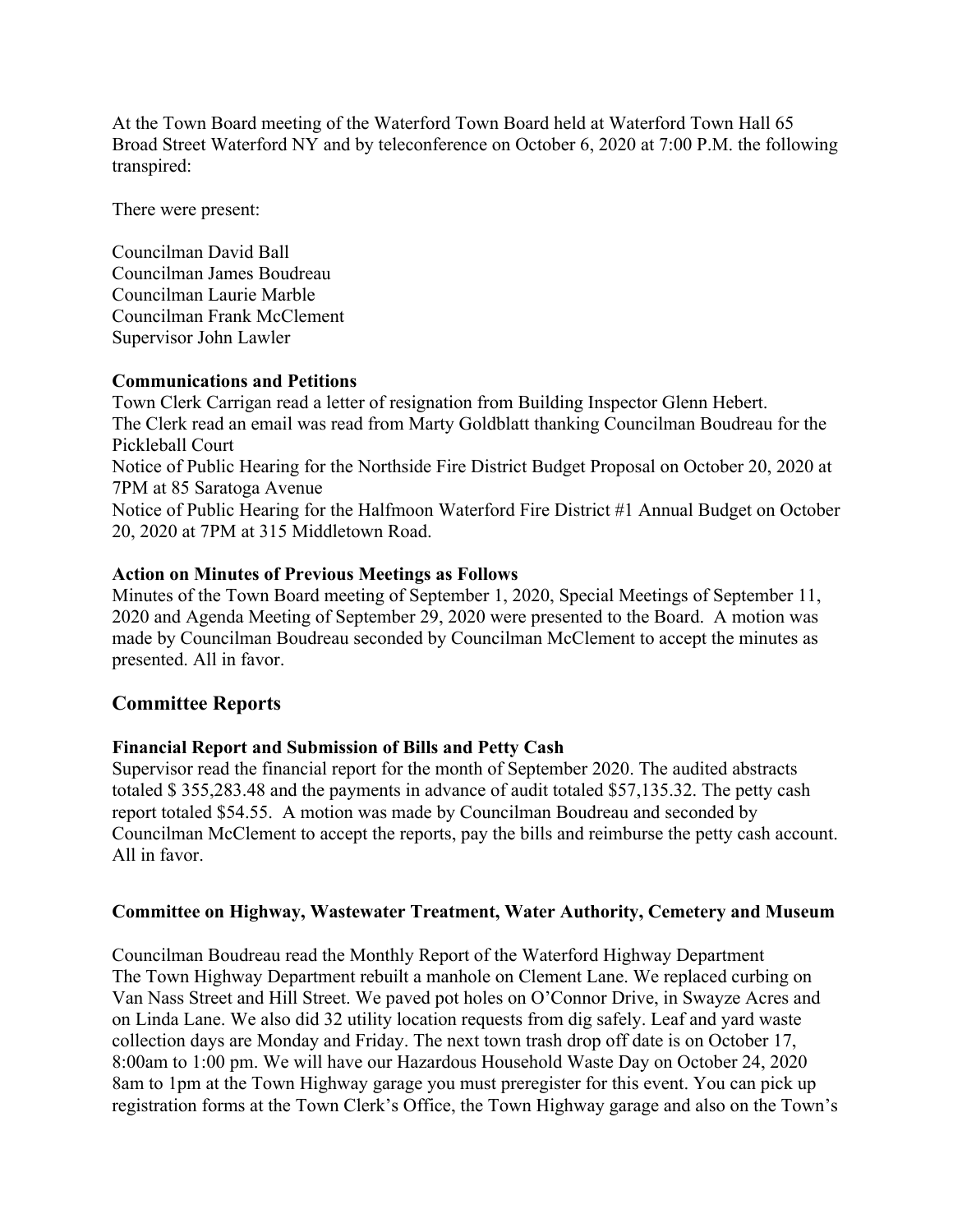At the Town Board meeting of the Waterford Town Board held at Waterford Town Hall 65 Broad Street Waterford NY and by teleconference on October 6, 2020 at 7:00 P.M. the following transpired:

There were present:

Councilman David Ball
Councilman James Boudreau
Councilman Laurie Marble
Councilman Frank McClement
Supervisor John Lawler

**Communications and Petitions**

Town Clerk Carrigan read a letter of resignation from Building Inspector Glenn Hebert.
The Clerk read an email was read from Marty Goldblatt thanking Councilman Boudreau for the Pickleball Court
Notice of Public Hearing for the Northside Fire District Budget Proposal on October 20, 2020 at 7PM at 85 Saratoga Avenue
Notice of Public Hearing for the Halfmoon Waterford Fire District #1 Annual Budget on October 20, 2020 at 7PM at 315 Middletown Road.

**Action on Minutes of Previous Meetings as Follows**

Minutes of the Town Board meeting of September 1, 2020, Special Meetings of September 11, 2020 and Agenda Meeting of September 29, 2020 were presented to the Board. A motion was made by Councilman Boudreau seconded by Councilman McClement to accept the minutes as presented. All in favor.

## Committee Reports

**Financial Report and Submission of Bills and Petty Cash**

Supervisor read the financial report for the month of September 2020. The audited abstracts totaled $ 355,283.48 and the payments in advance of audit totaled $57,135.32. The petty cash report totaled $54.55. A motion was made by Councilman Boudreau and seconded by Councilman McClement to accept the reports, pay the bills and reimburse the petty cash account. All in favor.

**Committee on Highway, Wastewater Treatment, Water Authority, Cemetery and Museum**

Councilman Boudreau read the Monthly Report of the Waterford Highway Department
The Town Highway Department rebuilt a manhole on Clement Lane. We replaced curbing on Van Nass Street and Hill Street. We paved pot holes on O'Connor Drive, in Swayze Acres and on Linda Lane. We also did 32 utility location requests from dig safely. Leaf and yard waste collection days are Monday and Friday. The next town trash drop off date is on October 17, 8:00am to 1:00 pm. We will have our Hazardous Household Waste Day on October 24, 2020 8am to 1pm at the Town Highway garage you must preregister for this event. You can pick up registration forms at the Town Clerk's Office, the Town Highway garage and also on the Town's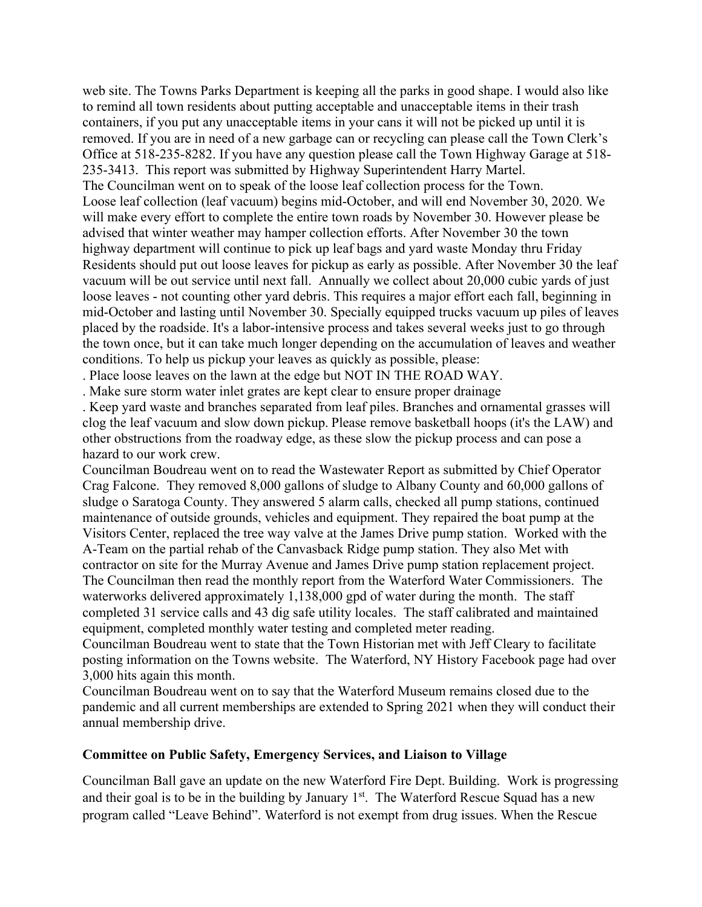web site. The Towns Parks Department is keeping all the parks in good shape. I would also like to remind all town residents about putting acceptable and unacceptable items in their trash containers, if you put any unacceptable items in your cans it will not be picked up until it is removed. If you are in need of a new garbage can or recycling can please call the Town Clerk's Office at 518-235-8282. If you have any question please call the Town Highway Garage at 518-235-3413. This report was submitted by Highway Superintendent Harry Martel.

The Councilman went on to speak of the loose leaf collection process for the Town.

Loose leaf collection (leaf vacuum) begins mid-October, and will end November 30, 2020. We will make every effort to complete the entire town roads by November 30. However please be advised that winter weather may hamper collection efforts. After November 30 the town highway department will continue to pick up leaf bags and yard waste Monday thru Friday Residents should put out loose leaves for pickup as early as possible. After November 30 the leaf vacuum will be out service until next fall. Annually we collect about 20,000 cubic yards of just loose leaves - not counting other yard debris. This requires a major effort each fall, beginning in mid-October and lasting until November 30. Specially equipped trucks vacuum up piles of leaves placed by the roadside. It's a labor-intensive process and takes several weeks just to go through the town once, but it can take much longer depending on the accumulation of leaves and weather conditions. To help us pickup your leaves as quickly as possible, please:

. Place loose leaves on the lawn at the edge but NOT IN THE ROAD WAY.

. Make sure storm water inlet grates are kept clear to ensure proper drainage

. Keep yard waste and branches separated from leaf piles. Branches and ornamental grasses will clog the leaf vacuum and slow down pickup. Please remove basketball hoops (it's the LAW) and other obstructions from the roadway edge, as these slow the pickup process and can pose a hazard to our work crew.

Councilman Boudreau went on to read the Wastewater Report as submitted by Chief Operator Crag Falcone. They removed 8,000 gallons of sludge to Albany County and 60,000 gallons of sludge o Saratoga County. They answered 5 alarm calls, checked all pump stations, continued maintenance of outside grounds, vehicles and equipment. They repaired the boat pump at the Visitors Center, replaced the tree way valve at the James Drive pump station. Worked with the A-Team on the partial rehab of the Canvasback Ridge pump station. They also Met with contractor on site for the Murray Avenue and James Drive pump station replacement project.

The Councilman then read the monthly report from the Waterford Water Commissioners. The waterworks delivered approximately 1,138,000 gpd of water during the month. The staff completed 31 service calls and 43 dig safe utility locales. The staff calibrated and maintained equipment, completed monthly water testing and completed meter reading.

Councilman Boudreau went to state that the Town Historian met with Jeff Cleary to facilitate posting information on the Towns website. The Waterford, NY History Facebook page had over 3,000 hits again this month.

Councilman Boudreau went on to say that the Waterford Museum remains closed due to the pandemic and all current memberships are extended to Spring 2021 when they will conduct their annual membership drive.

**Committee on Public Safety, Emergency Services, and Liaison to Village**

Councilman Ball gave an update on the new Waterford Fire Dept. Building. Work is progressing and their goal is to be in the building by January 1st. The Waterford Rescue Squad has a new program called "Leave Behind". Waterford is not exempt from drug issues. When the Rescue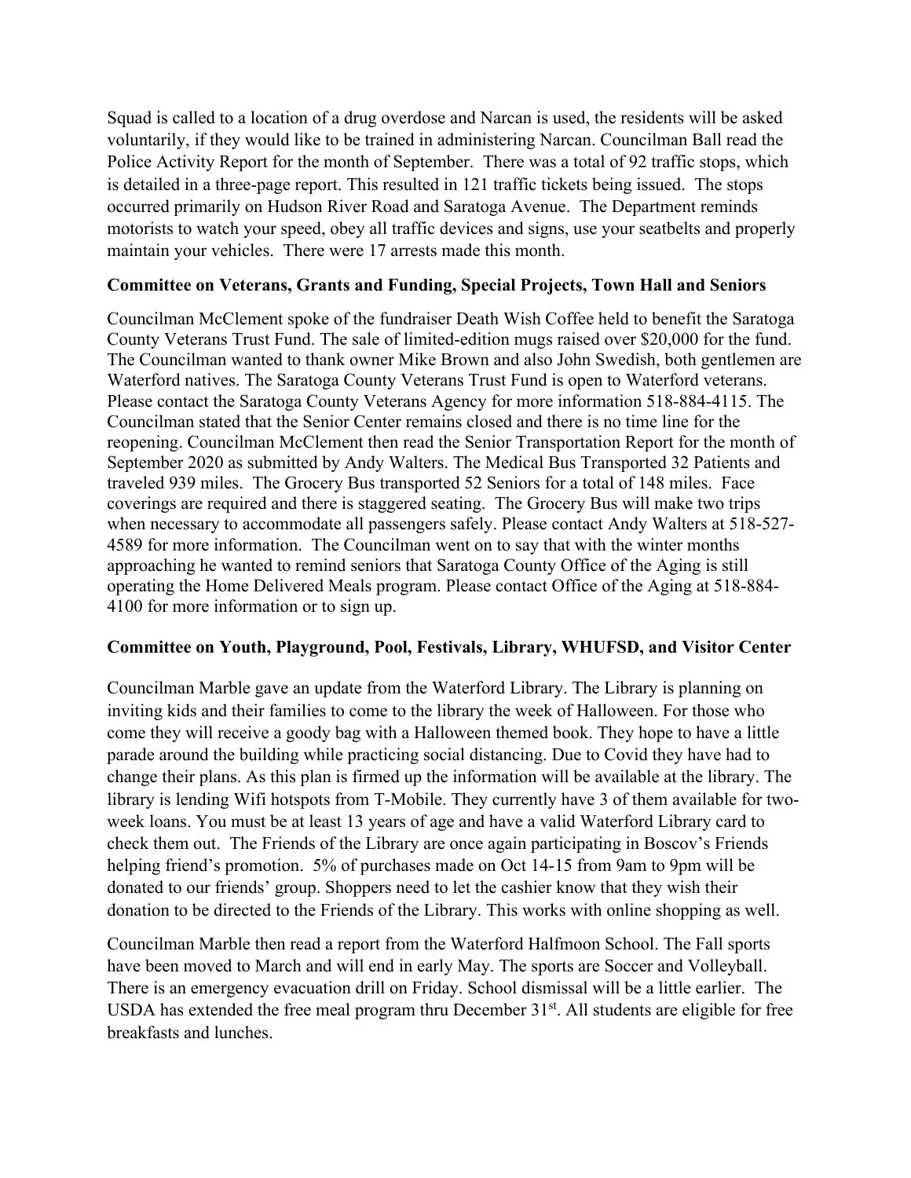Squad is called to a location of a drug overdose and Narcan is used, the residents will be asked voluntarily, if they would like to be trained in administering Narcan. Councilman Ball read the Police Activity Report for the month of September. There was a total of 92 traffic stops, which is detailed in a three-page report. This resulted in 121 traffic tickets being issued. The stops occurred primarily on Hudson River Road and Saratoga Avenue. The Department reminds motorists to watch your speed, obey all traffic devices and signs, use your seatbelts and properly maintain your vehicles. There were 17 arrests made this month.

**Committee on Veterans, Grants and Funding, Special Projects, Town Hall and Seniors**

Councilman McClement spoke of the fundraiser Death Wish Coffee held to benefit the Saratoga County Veterans Trust Fund. The sale of limited-edition mugs raised over $20,000 for the fund. The Councilman wanted to thank owner Mike Brown and also John Swedish, both gentlemen are Waterford natives. The Saratoga County Veterans Trust Fund is open to Waterford veterans. Please contact the Saratoga County Veterans Agency for more information 518-884-4115. The Councilman stated that the Senior Center remains closed and there is no time line for the reopening. Councilman McClement then read the Senior Transportation Report for the month of September 2020 as submitted by Andy Walters. The Medical Bus Transported 32 Patients and traveled 939 miles. The Grocery Bus transported 52 Seniors for a total of 148 miles. Face coverings are required and there is staggered seating. The Grocery Bus will make two trips when necessary to accommodate all passengers safely. Please contact Andy Walters at 518-527-4589 for more information. The Councilman went on to say that with the winter months approaching he wanted to remind seniors that Saratoga County Office of the Aging is still operating the Home Delivered Meals program. Please contact Office of the Aging at 518-884-4100 for more information or to sign up.

**Committee on Youth, Playground, Pool, Festivals, Library, WHUFSD, and Visitor Center**

Councilman Marble gave an update from the Waterford Library. The Library is planning on inviting kids and their families to come to the library the week of Halloween. For those who come they will receive a goody bag with a Halloween themed book. They hope to have a little parade around the building while practicing social distancing. Due to Covid they have had to change their plans. As this plan is firmed up the information will be available at the library. The library is lending Wifi hotspots from T-Mobile. They currently have 3 of them available for two-week loans. You must be at least 13 years of age and have a valid Waterford Library card to check them out. The Friends of the Library are once again participating in Boscov's Friends helping friend's promotion. 5% of purchases made on Oct 14-15 from 9am to 9pm will be donated to our friends' group. Shoppers need to let the cashier know that they wish their donation to be directed to the Friends of the Library. This works with online shopping as well.

Councilman Marble then read a report from the Waterford Halfmoon School. The Fall sports have been moved to March and will end in early May. The sports are Soccer and Volleyball. There is an emergency evacuation drill on Friday. School dismissal will be a little earlier. The USDA has extended the free meal program thru December 31st. All students are eligible for free breakfasts and lunches.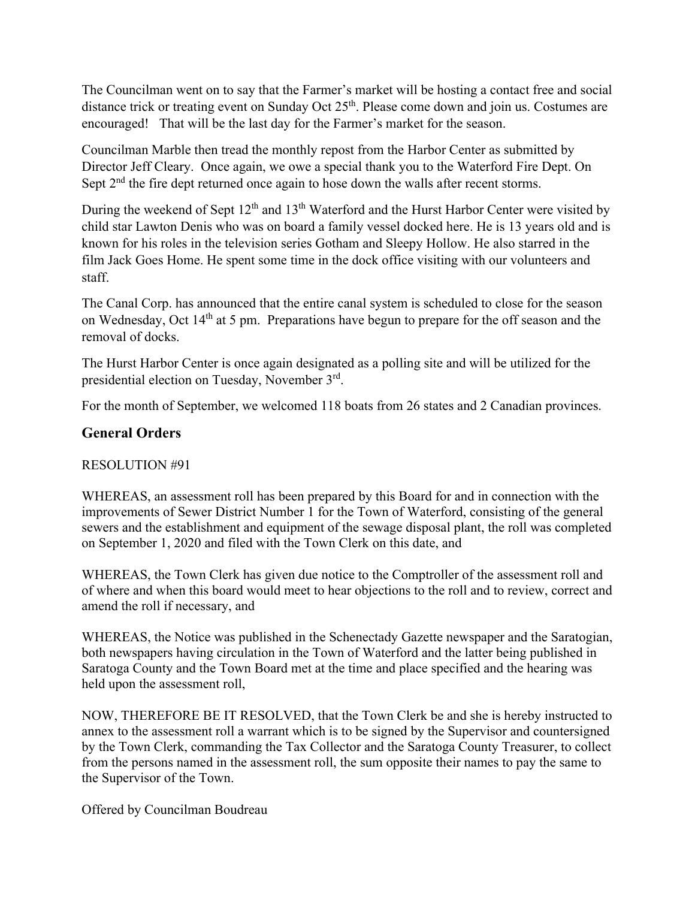The Councilman went on to say that the Farmer's market will be hosting a contact free and social distance trick or treating event on Sunday Oct 25th. Please come down and join us. Costumes are encouraged! That will be the last day for the Farmer's market for the season.

Councilman Marble then tread the monthly repost from the Harbor Center as submitted by Director Jeff Cleary. Once again, we owe a special thank you to the Waterford Fire Dept. On Sept 2nd the fire dept returned once again to hose down the walls after recent storms.

During the weekend of Sept 12th and 13th Waterford and the Hurst Harbor Center were visited by child star Lawton Denis who was on board a family vessel docked here. He is 13 years old and is known for his roles in the television series Gotham and Sleepy Hollow. He also starred in the film Jack Goes Home. He spent some time in the dock office visiting with our volunteers and staff.

The Canal Corp. has announced that the entire canal system is scheduled to close for the season on Wednesday, Oct 14th at 5 pm. Preparations have begun to prepare for the off season and the removal of docks.

The Hurst Harbor Center is once again designated as a polling site and will be utilized for the presidential election on Tuesday, November 3rd.

For the month of September, we welcomed 118 boats from 26 states and 2 Canadian provinces.

## General Orders

RESOLUTION #91

WHEREAS, an assessment roll has been prepared by this Board for and in connection with the improvements of Sewer District Number 1 for the Town of Waterford, consisting of the general sewers and the establishment and equipment of the sewage disposal plant, the roll was completed on September 1, 2020 and filed with the Town Clerk on this date, and

WHEREAS, the Town Clerk has given due notice to the Comptroller of the assessment roll and of where and when this board would meet to hear objections to the roll and to review, correct and amend the roll if necessary, and

WHEREAS, the Notice was published in the Schenectady Gazette newspaper and the Saratogian, both newspapers having circulation in the Town of Waterford and the latter being published in Saratoga County and the Town Board met at the time and place specified and the hearing was held upon the assessment roll,

NOW, THEREFORE BE IT RESOLVED, that the Town Clerk be and she is hereby instructed to annex to the assessment roll a warrant which is to be signed by the Supervisor and countersigned by the Town Clerk, commanding the Tax Collector and the Saratoga County Treasurer, to collect from the persons named in the assessment roll, the sum opposite their names to pay the same to the Supervisor of the Town.

Offered by Councilman Boudreau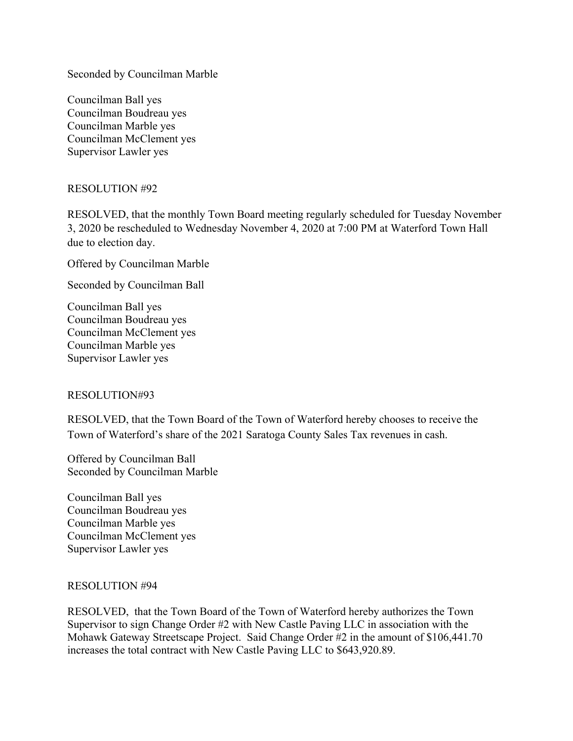Seconded by Councilman Marble

Councilman Ball yes
Councilman Boudreau yes
Councilman Marble yes
Councilman McClement yes
Supervisor Lawler yes

RESOLUTION #92

RESOLVED, that the monthly Town Board meeting regularly scheduled for Tuesday November 3, 2020 be rescheduled to Wednesday November 4, 2020 at 7:00 PM at Waterford Town Hall due to election day.

Offered by Councilman Marble

Seconded by Councilman Ball

Councilman Ball yes
Councilman Boudreau yes
Councilman McClement yes
Councilman Marble yes
Supervisor Lawler yes

RESOLUTION#93

RESOLVED, that the Town Board of the Town of Waterford hereby chooses to receive the Town of Waterford's share of the 2021 Saratoga County Sales Tax revenues in cash.

Offered by Councilman Ball
Seconded by Councilman Marble

Councilman Ball yes
Councilman Boudreau yes
Councilman Marble yes
Councilman McClement yes
Supervisor Lawler yes

RESOLUTION #94

RESOLVED, that the Town Board of the Town of Waterford hereby authorizes the Town Supervisor to sign Change Order #2 with New Castle Paving LLC in association with the Mohawk Gateway Streetscape Project. Said Change Order #2 in the amount of $106,441.70 increases the total contract with New Castle Paving LLC to $643,920.89.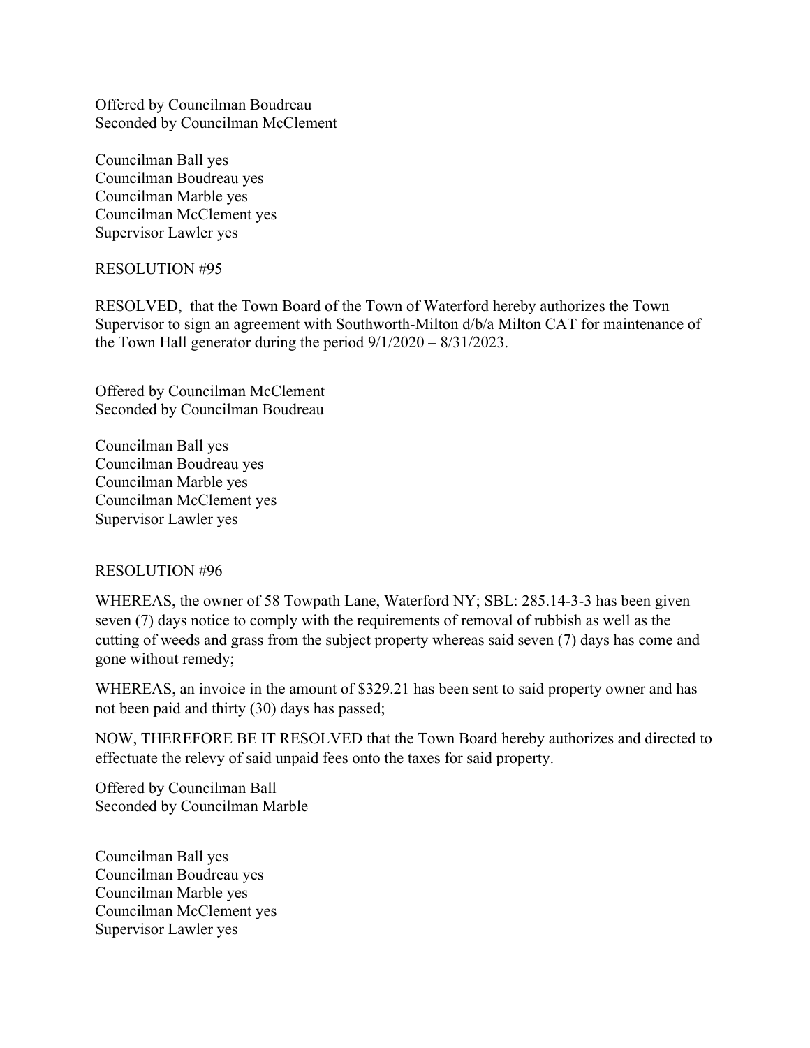Offered by Councilman Boudreau
Seconded by Councilman McClement

Councilman Ball yes
Councilman Boudreau yes
Councilman Marble yes
Councilman McClement yes
Supervisor Lawler yes

RESOLUTION #95

RESOLVED, that the Town Board of the Town of Waterford hereby authorizes the Town Supervisor to sign an agreement with Southworth-Milton d/b/a Milton CAT for maintenance of the Town Hall generator during the period 9/1/2020 – 8/31/2023.

Offered by Councilman McClement
Seconded by Councilman Boudreau

Councilman Ball yes
Councilman Boudreau yes
Councilman Marble yes
Councilman McClement yes
Supervisor Lawler yes

RESOLUTION #96

WHEREAS, the owner of 58 Towpath Lane, Waterford NY; SBL: 285.14-3-3 has been given seven (7) days notice to comply with the requirements of removal of rubbish as well as the cutting of weeds and grass from the subject property whereas said seven (7) days has come and gone without remedy;

WHEREAS, an invoice in the amount of $329.21 has been sent to said property owner and has not been paid and thirty (30) days has passed;

NOW, THEREFORE BE IT RESOLVED that the Town Board hereby authorizes and directed to effectuate the relevy of said unpaid fees onto the taxes for said property.

Offered by Councilman Ball
Seconded by Councilman Marble

Councilman Ball yes
Councilman Boudreau yes
Councilman Marble yes
Councilman McClement yes
Supervisor Lawler yes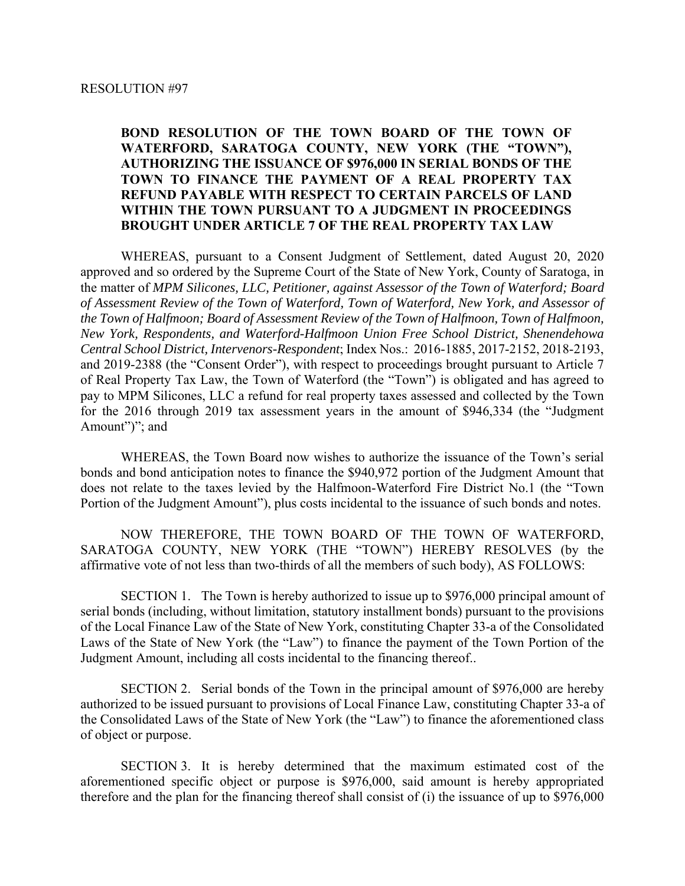RESOLUTION #97

**BOND RESOLUTION OF THE TOWN BOARD OF THE TOWN OF WATERFORD, SARATOGA COUNTY, NEW YORK (THE "TOWN"), AUTHORIZING THE ISSUANCE OF $976,000 IN SERIAL BONDS OF THE TOWN TO FINANCE THE PAYMENT OF A REAL PROPERTY TAX REFUND PAYABLE WITH RESPECT TO CERTAIN PARCELS OF LAND WITHIN THE TOWN PURSUANT TO A JUDGMENT IN PROCEEDINGS BROUGHT UNDER ARTICLE 7 OF THE REAL PROPERTY TAX LAW**

WHEREAS, pursuant to a Consent Judgment of Settlement, dated August 20, 2020 approved and so ordered by the Supreme Court of the State of New York, County of Saratoga, in the matter of *MPM Silicones, LLC, Petitioner, against Assessor of the Town of Waterford; Board of Assessment Review of the Town of Waterford, Town of Waterford, New York, and Assessor of the Town of Halfmoon; Board of Assessment Review of the Town of Halfmoon, Town of Halfmoon, New York, Respondents, and Waterford-Halfmoon Union Free School District, Shenendehowa Central School District, Intervenors-Respondent*; Index Nos.: 2016-1885, 2017-2152, 2018-2193, and 2019-2388 (the "Consent Order"), with respect to proceedings brought pursuant to Article 7 of Real Property Tax Law, the Town of Waterford (the "Town") is obligated and has agreed to pay to MPM Silicones, LLC a refund for real property taxes assessed and collected by the Town for the 2016 through 2019 tax assessment years in the amount of $946,334 (the "Judgment Amount")"; and

WHEREAS, the Town Board now wishes to authorize the issuance of the Town's serial bonds and bond anticipation notes to finance the $940,972 portion of the Judgment Amount that does not relate to the taxes levied by the Halfmoon-Waterford Fire District No.1 (the "Town Portion of the Judgment Amount"), plus costs incidental to the issuance of such bonds and notes.

NOW THEREFORE, THE TOWN BOARD OF THE TOWN OF WATERFORD, SARATOGA COUNTY, NEW YORK (THE "TOWN") HEREBY RESOLVES (by the affirmative vote of not less than two-thirds of all the members of such body), AS FOLLOWS:

SECTION 1. The Town is hereby authorized to issue up to $976,000 principal amount of serial bonds (including, without limitation, statutory installment bonds) pursuant to the provisions of the Local Finance Law of the State of New York, constituting Chapter 33-a of the Consolidated Laws of the State of New York (the "Law") to finance the payment of the Town Portion of the Judgment Amount, including all costs incidental to the financing thereof..

SECTION 2. Serial bonds of the Town in the principal amount of $976,000 are hereby authorized to be issued pursuant to provisions of Local Finance Law, constituting Chapter 33-a of the Consolidated Laws of the State of New York (the "Law") to finance the aforementioned class of object or purpose.

SECTION 3. It is hereby determined that the maximum estimated cost of the aforementioned specific object or purpose is $976,000, said amount is hereby appropriated therefore and the plan for the financing thereof shall consist of (i) the issuance of up to $976,000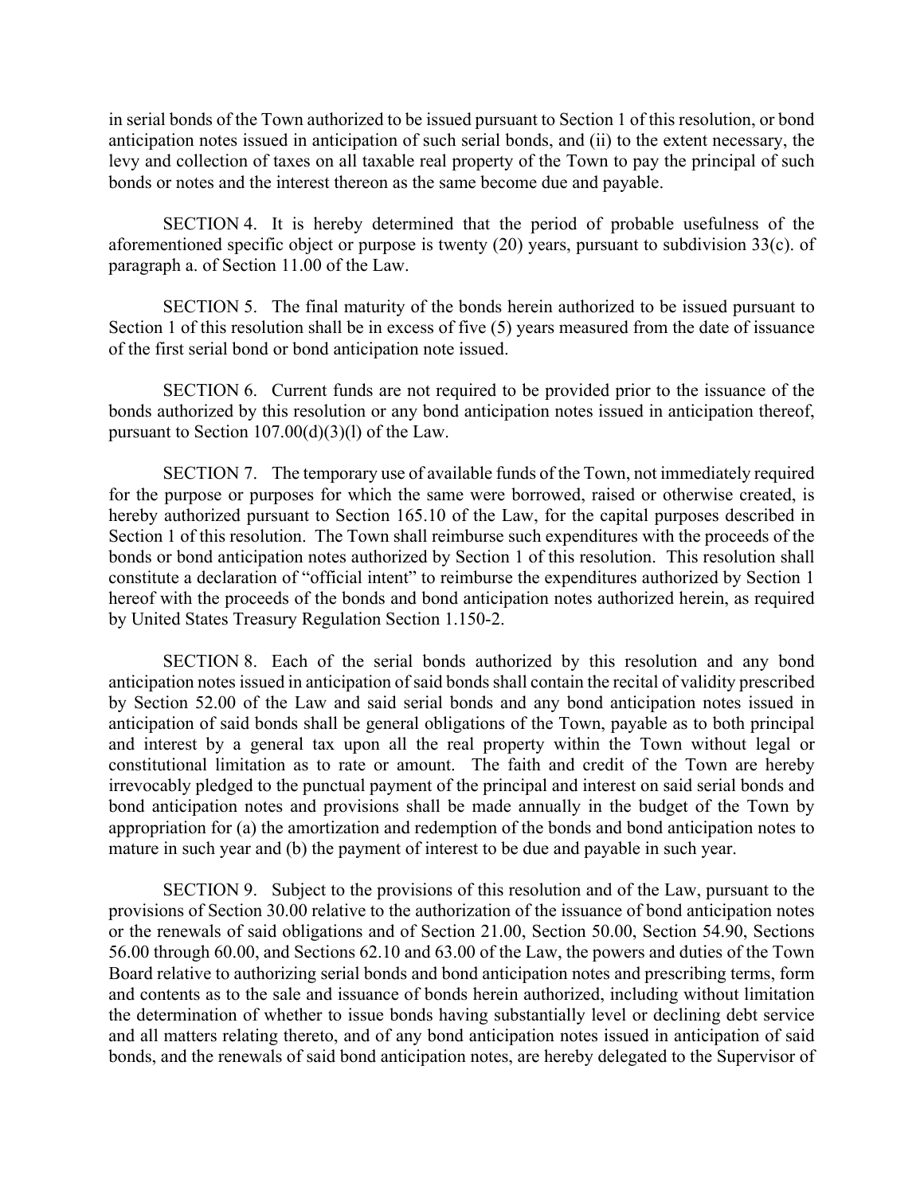in serial bonds of the Town authorized to be issued pursuant to Section 1 of this resolution, or bond anticipation notes issued in anticipation of such serial bonds, and (ii) to the extent necessary, the levy and collection of taxes on all taxable real property of the Town to pay the principal of such bonds or notes and the interest thereon as the same become due and payable.

SECTION 4. It is hereby determined that the period of probable usefulness of the aforementioned specific object or purpose is twenty (20) years, pursuant to subdivision 33(c). of paragraph a. of Section 11.00 of the Law.

SECTION 5. The final maturity of the bonds herein authorized to be issued pursuant to Section 1 of this resolution shall be in excess of five (5) years measured from the date of issuance of the first serial bond or bond anticipation note issued.

SECTION 6. Current funds are not required to be provided prior to the issuance of the bonds authorized by this resolution or any bond anticipation notes issued in anticipation thereof, pursuant to Section 107.00(d)(3)(l) of the Law.

SECTION 7. The temporary use of available funds of the Town, not immediately required for the purpose or purposes for which the same were borrowed, raised or otherwise created, is hereby authorized pursuant to Section 165.10 of the Law, for the capital purposes described in Section 1 of this resolution. The Town shall reimburse such expenditures with the proceeds of the bonds or bond anticipation notes authorized by Section 1 of this resolution. This resolution shall constitute a declaration of "official intent" to reimburse the expenditures authorized by Section 1 hereof with the proceeds of the bonds and bond anticipation notes authorized herein, as required by United States Treasury Regulation Section 1.150-2.

SECTION 8. Each of the serial bonds authorized by this resolution and any bond anticipation notes issued in anticipation of said bonds shall contain the recital of validity prescribed by Section 52.00 of the Law and said serial bonds and any bond anticipation notes issued in anticipation of said bonds shall be general obligations of the Town, payable as to both principal and interest by a general tax upon all the real property within the Town without legal or constitutional limitation as to rate or amount. The faith and credit of the Town are hereby irrevocably pledged to the punctual payment of the principal and interest on said serial bonds and bond anticipation notes and provisions shall be made annually in the budget of the Town by appropriation for (a) the amortization and redemption of the bonds and bond anticipation notes to mature in such year and (b) the payment of interest to be due and payable in such year.

SECTION 9. Subject to the provisions of this resolution and of the Law, pursuant to the provisions of Section 30.00 relative to the authorization of the issuance of bond anticipation notes or the renewals of said obligations and of Section 21.00, Section 50.00, Section 54.90, Sections 56.00 through 60.00, and Sections 62.10 and 63.00 of the Law, the powers and duties of the Town Board relative to authorizing serial bonds and bond anticipation notes and prescribing terms, form and contents as to the sale and issuance of bonds herein authorized, including without limitation the determination of whether to issue bonds having substantially level or declining debt service and all matters relating thereto, and of any bond anticipation notes issued in anticipation of said bonds, and the renewals of said bond anticipation notes, are hereby delegated to the Supervisor of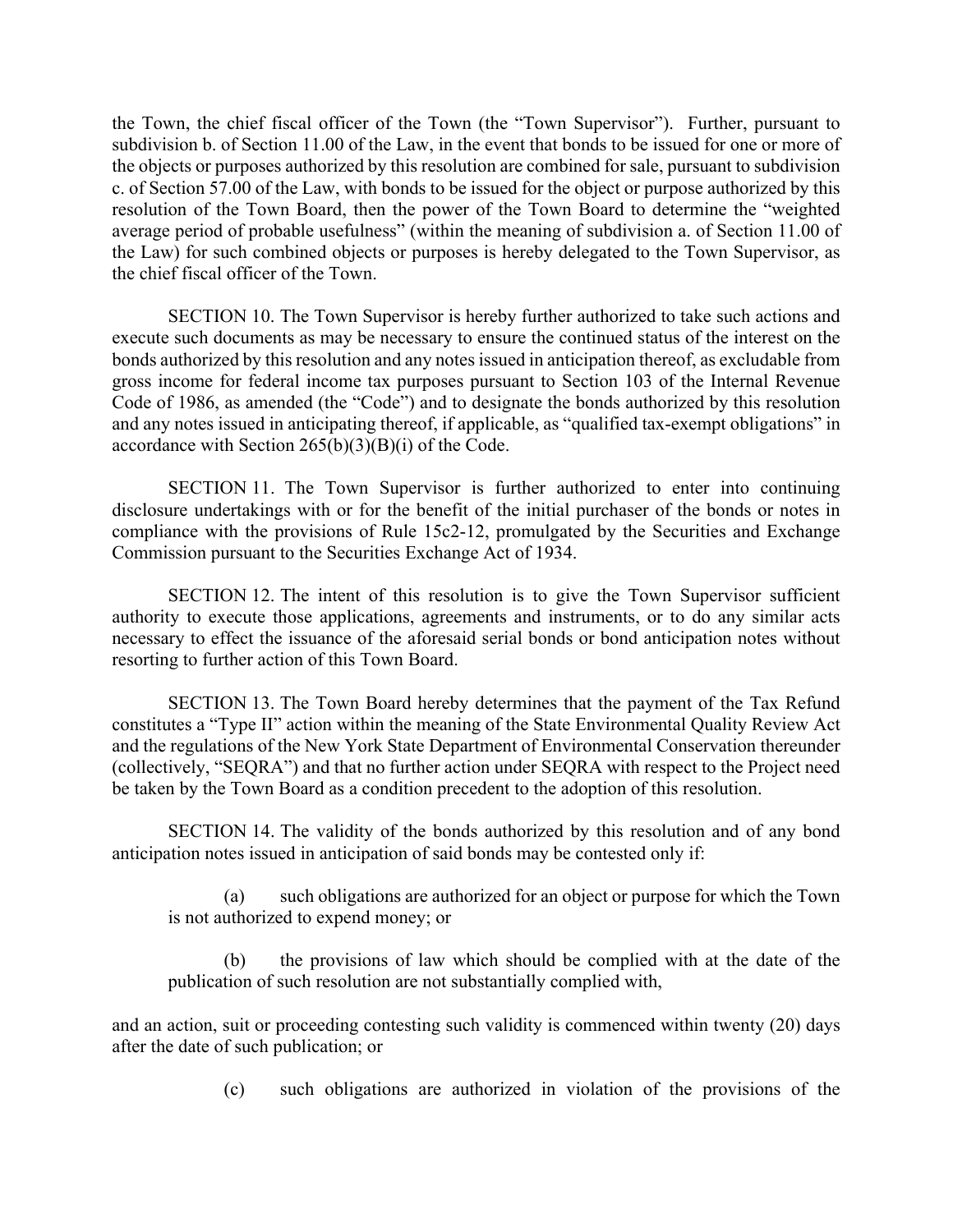the Town, the chief fiscal officer of the Town (the "Town Supervisor"). Further, pursuant to subdivision b. of Section 11.00 of the Law, in the event that bonds to be issued for one or more of the objects or purposes authorized by this resolution are combined for sale, pursuant to subdivision c. of Section 57.00 of the Law, with bonds to be issued for the object or purpose authorized by this resolution of the Town Board, then the power of the Town Board to determine the "weighted average period of probable usefulness" (within the meaning of subdivision a. of Section 11.00 of the Law) for such combined objects or purposes is hereby delegated to the Town Supervisor, as the chief fiscal officer of the Town.

SECTION 10. The Town Supervisor is hereby further authorized to take such actions and execute such documents as may be necessary to ensure the continued status of the interest on the bonds authorized by this resolution and any notes issued in anticipation thereof, as excludable from gross income for federal income tax purposes pursuant to Section 103 of the Internal Revenue Code of 1986, as amended (the "Code") and to designate the bonds authorized by this resolution and any notes issued in anticipating thereof, if applicable, as "qualified tax-exempt obligations" in accordance with Section 265(b)(3)(B)(i) of the Code.

SECTION 11. The Town Supervisor is further authorized to enter into continuing disclosure undertakings with or for the benefit of the initial purchaser of the bonds or notes in compliance with the provisions of Rule 15c2-12, promulgated by the Securities and Exchange Commission pursuant to the Securities Exchange Act of 1934.

SECTION 12. The intent of this resolution is to give the Town Supervisor sufficient authority to execute those applications, agreements and instruments, or to do any similar acts necessary to effect the issuance of the aforesaid serial bonds or bond anticipation notes without resorting to further action of this Town Board.

SECTION 13. The Town Board hereby determines that the payment of the Tax Refund constitutes a "Type II" action within the meaning of the State Environmental Quality Review Act and the regulations of the New York State Department of Environmental Conservation thereunder (collectively, "SEQRA") and that no further action under SEQRA with respect to the Project need be taken by the Town Board as a condition precedent to the adoption of this resolution.

SECTION 14. The validity of the bonds authorized by this resolution and of any bond anticipation notes issued in anticipation of said bonds may be contested only if:

(a) such obligations are authorized for an object or purpose for which the Town is not authorized to expend money; or

(b) the provisions of law which should be complied with at the date of the publication of such resolution are not substantially complied with,

and an action, suit or proceeding contesting such validity is commenced within twenty (20) days after the date of such publication; or

(c) such obligations are authorized in violation of the provisions of the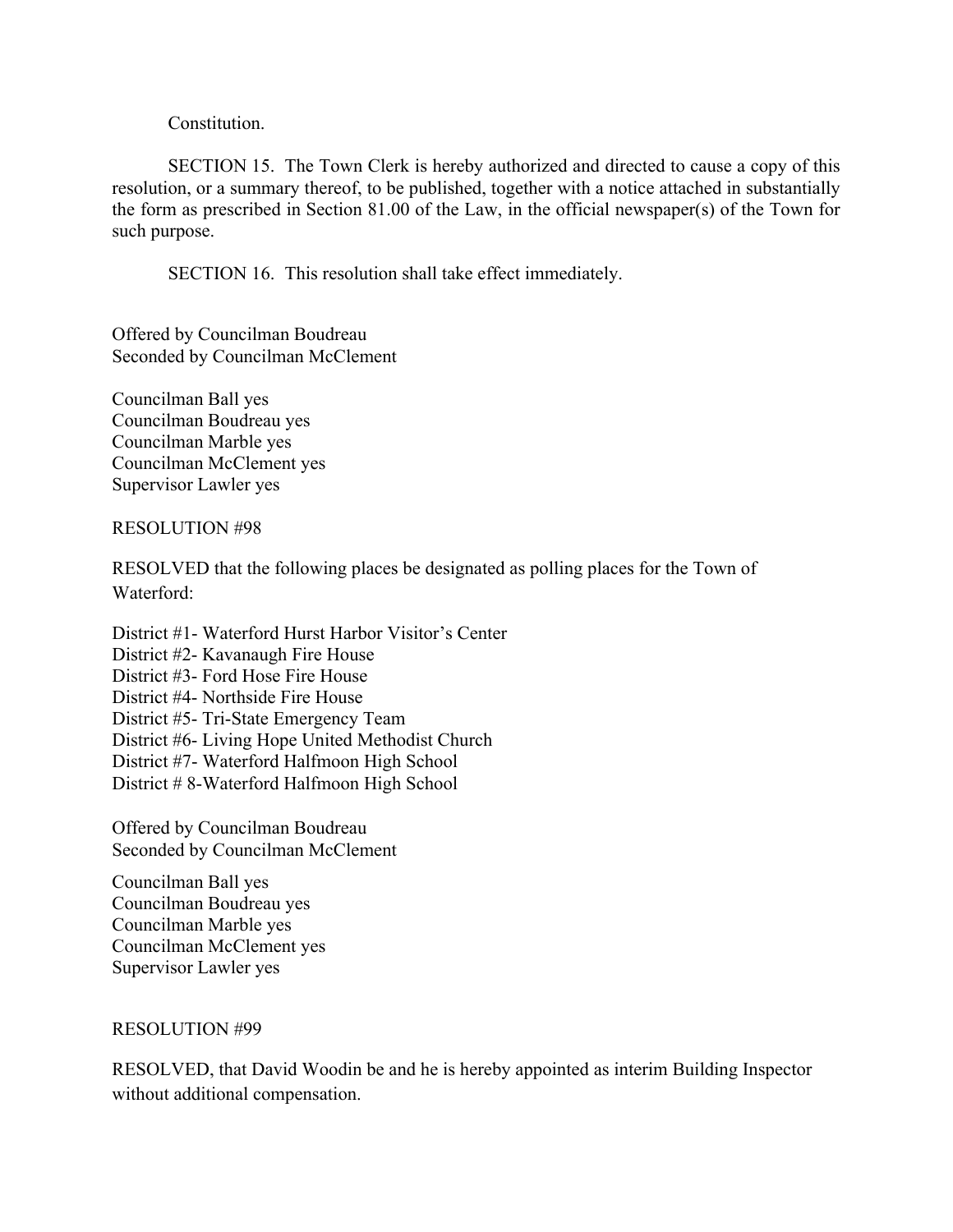Constitution.

SECTION 15. The Town Clerk is hereby authorized and directed to cause a copy of this resolution, or a summary thereof, to be published, together with a notice attached in substantially the form as prescribed in Section 81.00 of the Law, in the official newspaper(s) of the Town for such purpose.

SECTION 16. This resolution shall take effect immediately.

Offered by Councilman Boudreau
Seconded by Councilman McClement

Councilman Ball yes
Councilman Boudreau yes
Councilman Marble yes
Councilman McClement yes
Supervisor Lawler yes

RESOLUTION #98

RESOLVED that the following places be designated as polling places for the Town of Waterford:

District #1- Waterford Hurst Harbor Visitor's Center
District #2- Kavanaugh Fire House
District #3- Ford Hose Fire House
District #4- Northside Fire House
District #5- Tri-State Emergency Team
District #6- Living Hope United Methodist Church
District #7- Waterford Halfmoon High School
District # 8-Waterford Halfmoon High School

Offered by Councilman Boudreau
Seconded by Councilman McClement

Councilman Ball yes
Councilman Boudreau yes
Councilman Marble yes
Councilman McClement yes
Supervisor Lawler yes

RESOLUTION #99

RESOLVED, that David Woodin be and he is hereby appointed as interim Building Inspector without additional compensation.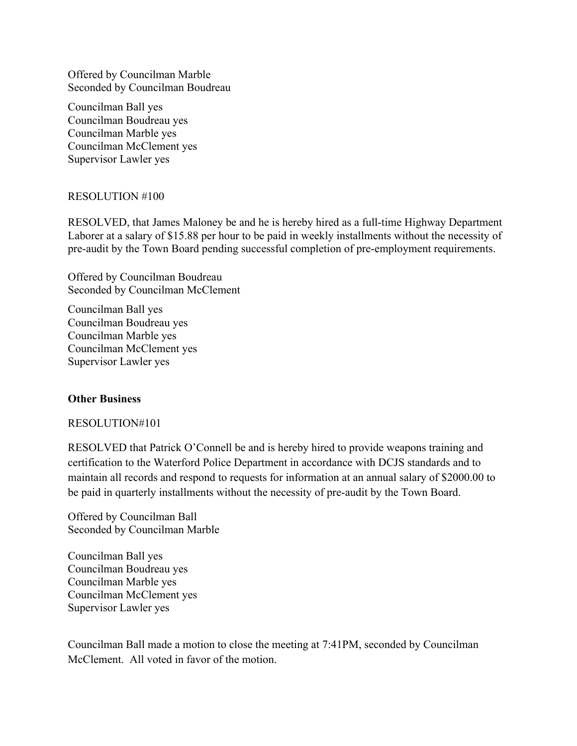Offered by Councilman Marble
Seconded by Councilman Boudreau

Councilman Ball yes
Councilman Boudreau yes
Councilman Marble yes
Councilman McClement yes
Supervisor Lawler yes

RESOLUTION #100

RESOLVED, that James Maloney be and he is hereby hired as a full-time Highway Department Laborer at a salary of $15.88 per hour to be paid in weekly installments without the necessity of pre-audit by the Town Board pending successful completion of pre-employment requirements.

Offered by Councilman Boudreau
Seconded by Councilman McClement

Councilman Ball yes
Councilman Boudreau yes
Councilman Marble yes
Councilman McClement yes
Supervisor Lawler yes

**Other Business**

RESOLUTION#101

RESOLVED that Patrick O'Connell be and is hereby hired to provide weapons training and certification to the Waterford Police Department in accordance with DCJS standards and to maintain all records and respond to requests for information at an annual salary of $2000.00 to be paid in quarterly installments without the necessity of pre-audit by the Town Board.

Offered by Councilman Ball
Seconded by Councilman Marble

Councilman Ball yes
Councilman Boudreau yes
Councilman Marble yes
Councilman McClement yes
Supervisor Lawler yes

Councilman Ball made a motion to close the meeting at 7:41PM, seconded by Councilman McClement. All voted in favor of the motion.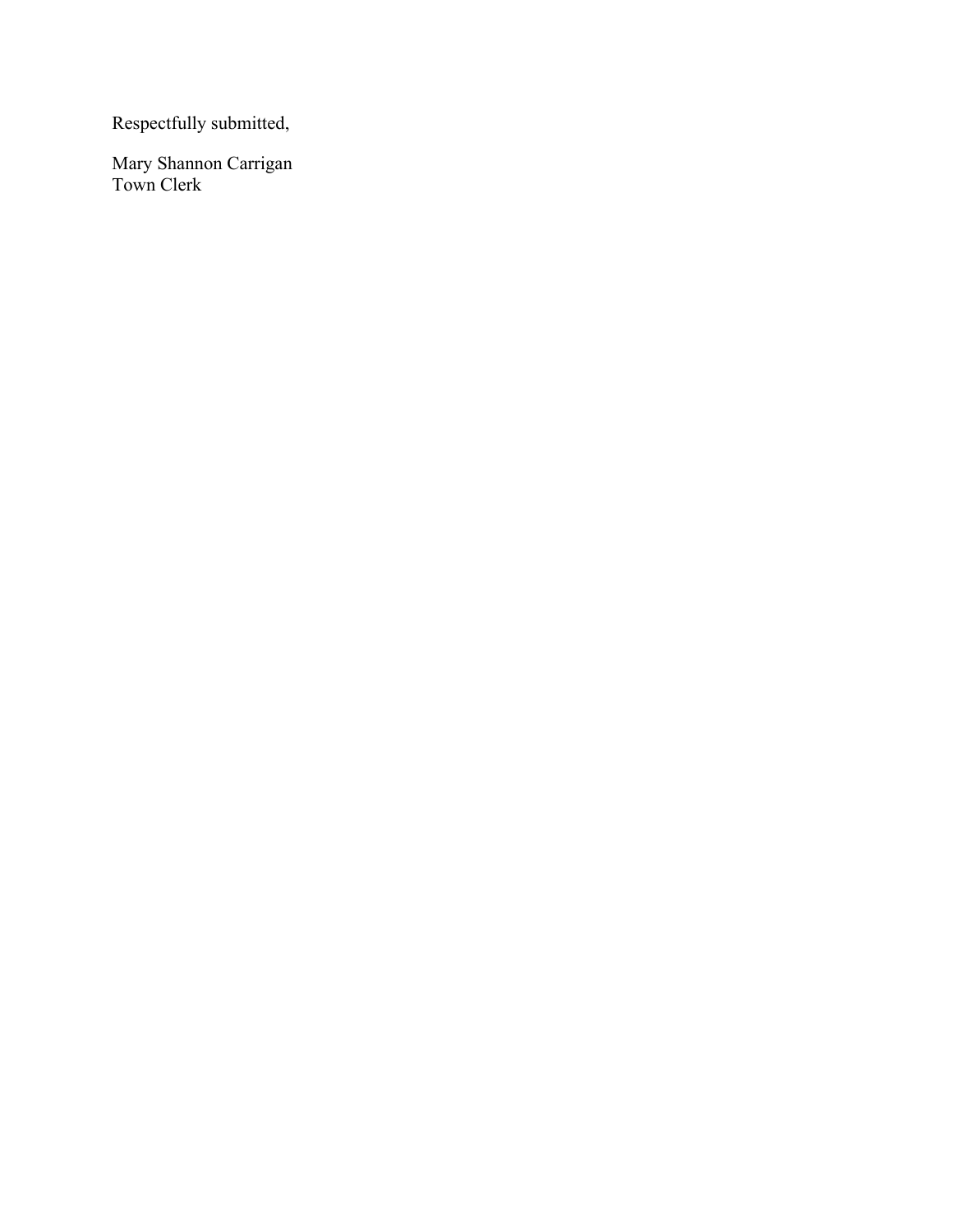Respectfully submitted,

Mary Shannon Carrigan
Town Clerk